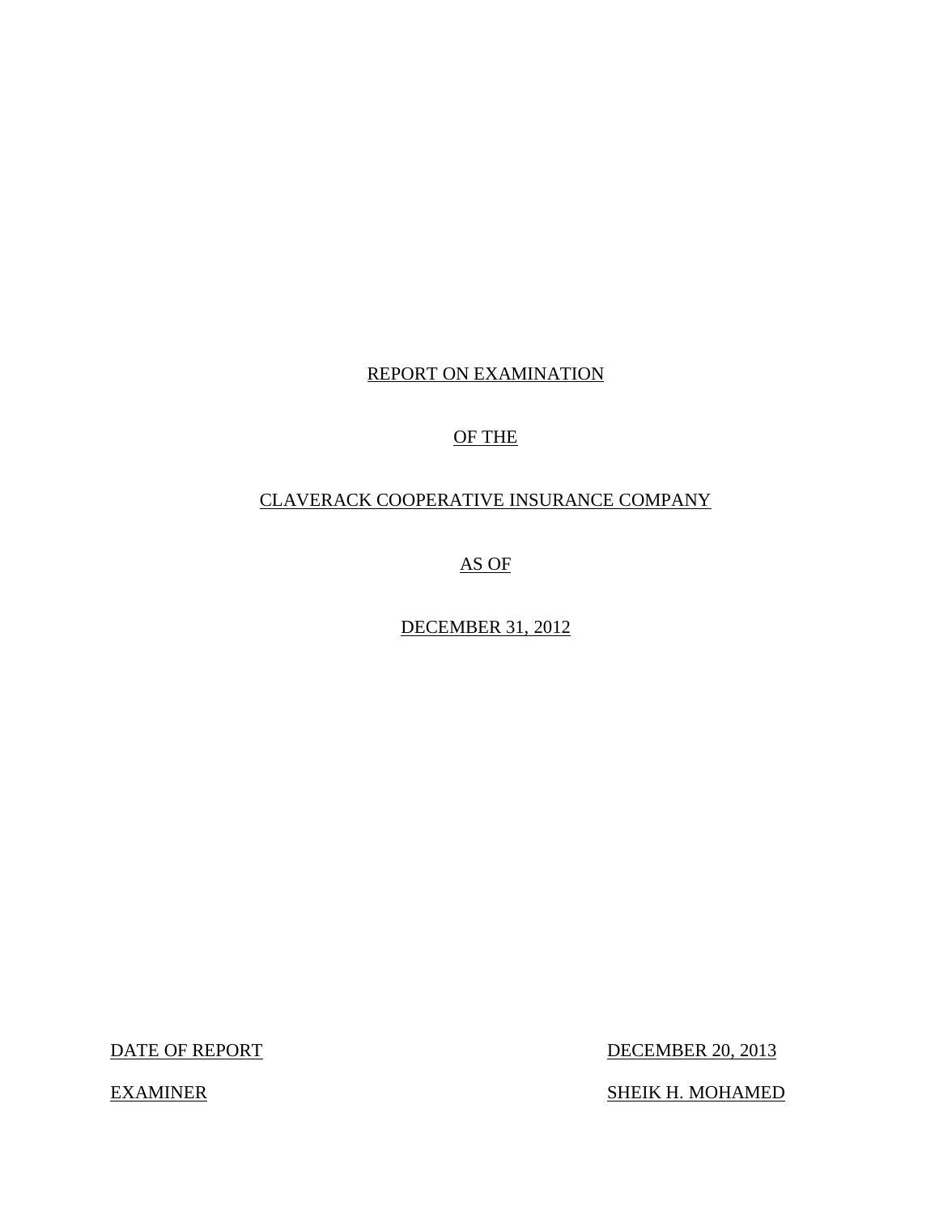# REPORT ON EXAMINATION

# OF THE

# CLAVERACK COOPERATIVE INSURANCE COMPANY

# AS OF

# DECEMBER 31, 2012

DATE OF REPORT DECEMBER 20, 2013

EXAMINER SHEIK H. MOHAMED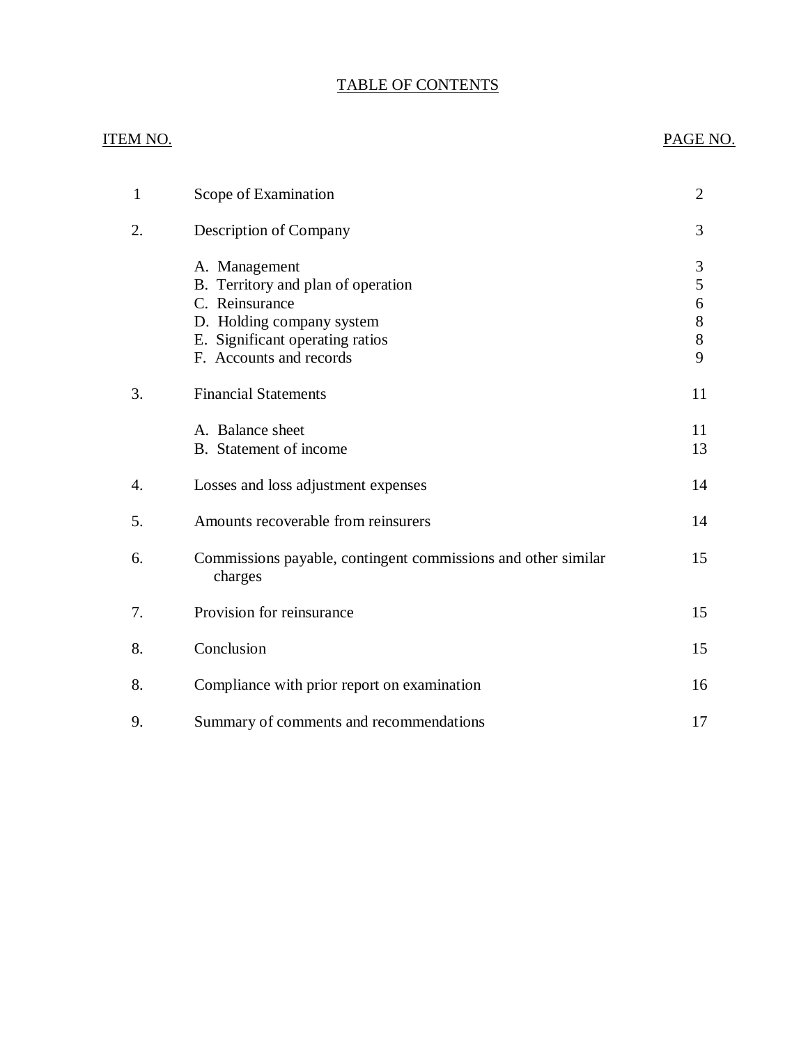# TABLE OF CONTENTS

| ITEM NO. | | PAGE NO. |
|---|---|---|
| 1 | Scope of Examination | 2 |
| 2. | Description of Company | 3 |
| | A. Management | 3 |
| | B. Territory and plan of operation | 5 |
| | C. Reinsurance | 6 |
| | D. Holding company system | 8 |
| | E. Significant operating ratios | 8 |
| | F. Accounts and records | 9 |
| 3. | Financial Statements | 11 |
| | A. Balance sheet | 11 |
| | B. Statement of income | 13 |
| 4. | Losses and loss adjustment expenses | 14 |
| 5. | Amounts recoverable from reinsurers | 14 |
| 6. | Commissions payable, contingent commissions and other similar charges | 15 |
| 7. | Provision for reinsurance | 15 |
| 8. | Conclusion | 15 |
| 8. | Compliance with prior report on examination | 16 |
| 9. | Summary of comments and recommendations | 17 |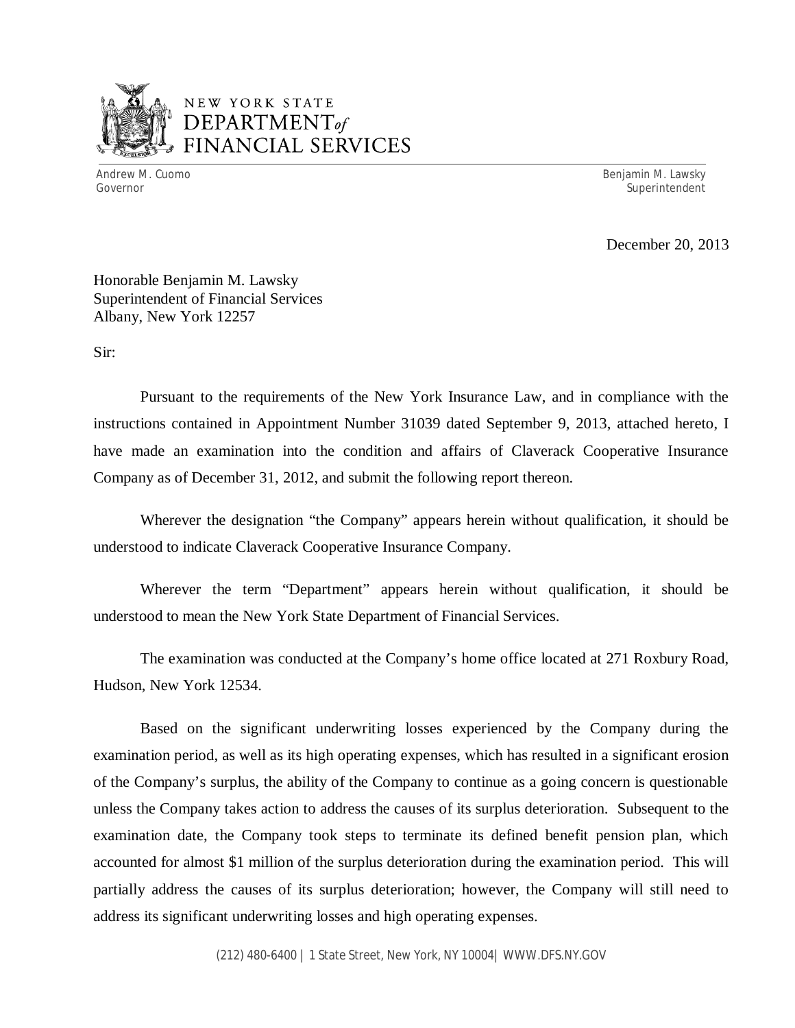NEW YORK STATE
DEPARTMENT *of*
FINANCIAL SERVICES

Andrew M. Cuomo
Governor

Benjamin M. Lawsky
Superintendent

December 20, 2013

Honorable Benjamin M. Lawsky
Superintendent of Financial Services
Albany, New York 12257

Sir:

Pursuant to the requirements of the New York Insurance Law, and in compliance with the instructions contained in Appointment Number 31039 dated September 9, 2013, attached hereto, I have made an examination into the condition and affairs of Claverack Cooperative Insurance Company as of December 31, 2012, and submit the following report thereon.

Wherever the designation "the Company" appears herein without qualification, it should be understood to indicate Claverack Cooperative Insurance Company.

Wherever the term "Department" appears herein without qualification, it should be understood to mean the New York State Department of Financial Services.

The examination was conducted at the Company's home office located at 271 Roxbury Road, Hudson, New York 12534.

Based on the significant underwriting losses experienced by the Company during the examination period, as well as its high operating expenses, which has resulted in a significant erosion of the Company's surplus, the ability of the Company to continue as a going concern is questionable unless the Company takes action to address the causes of its surplus deterioration. Subsequent to the examination date, the Company took steps to terminate its defined benefit pension plan, which accounted for almost $1 million of the surplus deterioration during the examination period. This will partially address the causes of its surplus deterioration; however, the Company will still need to address its significant underwriting losses and high operating expenses.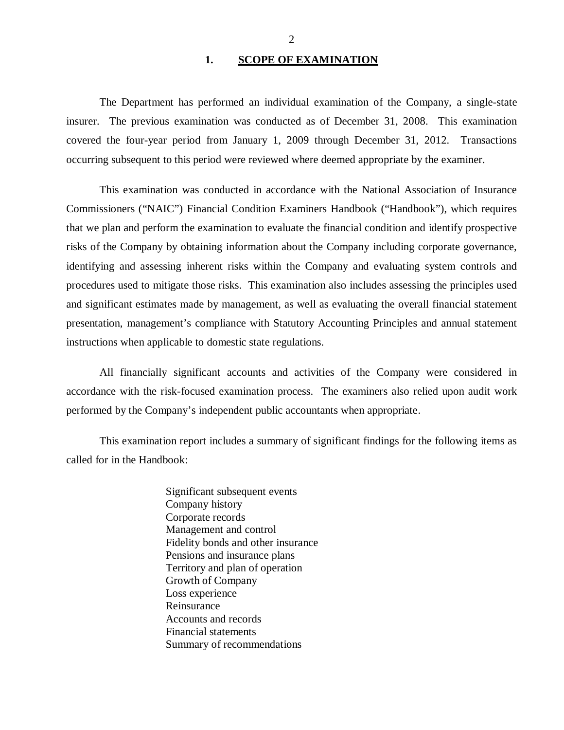## 1. SCOPE OF EXAMINATION

The Department has performed an individual examination of the Company, a single-state insurer. The previous examination was conducted as of December 31, 2008. This examination covered the four-year period from January 1, 2009 through December 31, 2012. Transactions occurring subsequent to this period were reviewed where deemed appropriate by the examiner.

This examination was conducted in accordance with the National Association of Insurance Commissioners ("NAIC") Financial Condition Examiners Handbook ("Handbook"), which requires that we plan and perform the examination to evaluate the financial condition and identify prospective risks of the Company by obtaining information about the Company including corporate governance, identifying and assessing inherent risks within the Company and evaluating system controls and procedures used to mitigate those risks. This examination also includes assessing the principles used and significant estimates made by management, as well as evaluating the overall financial statement presentation, management's compliance with Statutory Accounting Principles and annual statement instructions when applicable to domestic state regulations.

All financially significant accounts and activities of the Company were considered in accordance with the risk-focused examination process. The examiners also relied upon audit work performed by the Company's independent public accountants when appropriate.

This examination report includes a summary of significant findings for the following items as called for in the Handbook:

- Significant subsequent events
- Company history
- Corporate records
- Management and control
- Fidelity bonds and other insurance
- Pensions and insurance plans
- Territory and plan of operation
- Growth of Company
- Loss experience
- Reinsurance
- Accounts and records
- Financial statements
- Summary of recommendations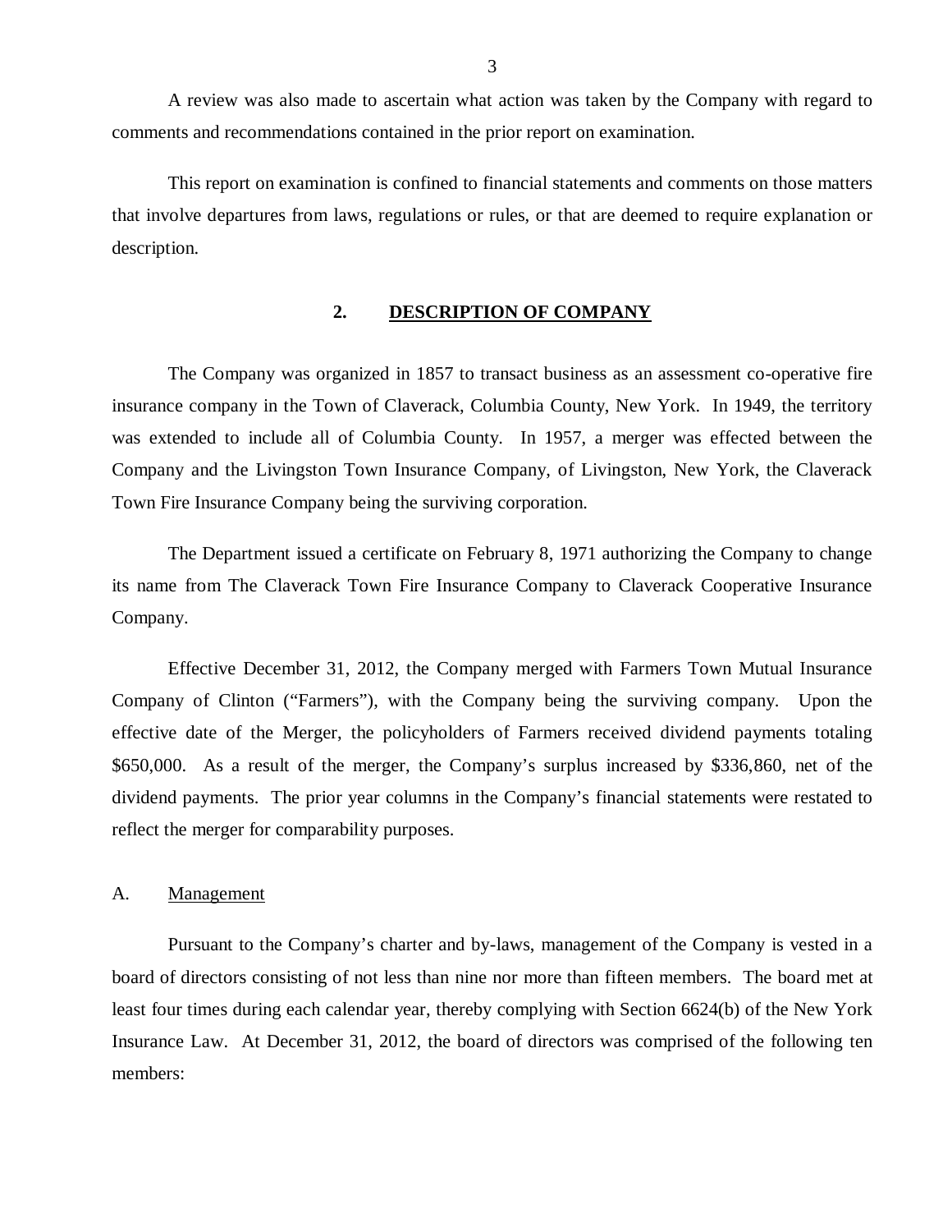A review was also made to ascertain what action was taken by the Company with regard to comments and recommendations contained in the prior report on examination.

This report on examination is confined to financial statements and comments on those matters that involve departures from laws, regulations or rules, or that are deemed to require explanation or description.

## 2. DESCRIPTION OF COMPANY

The Company was organized in 1857 to transact business as an assessment co-operative fire insurance company in the Town of Claverack, Columbia County, New York. In 1949, the territory was extended to include all of Columbia County. In 1957, a merger was effected between the Company and the Livingston Town Insurance Company, of Livingston, New York, the Claverack Town Fire Insurance Company being the surviving corporation.

The Department issued a certificate on February 8, 1971 authorizing the Company to change its name from The Claverack Town Fire Insurance Company to Claverack Cooperative Insurance Company.

Effective December 31, 2012, the Company merged with Farmers Town Mutual Insurance Company of Clinton ("Farmers"), with the Company being the surviving company. Upon the effective date of the Merger, the policyholders of Farmers received dividend payments totaling $650,000. As a result of the merger, the Company's surplus increased by $336,860, net of the dividend payments. The prior year columns in the Company's financial statements were restated to reflect the merger for comparability purposes.

### A. Management

Pursuant to the Company's charter and by-laws, management of the Company is vested in a board of directors consisting of not less than nine nor more than fifteen members. The board met at least four times during each calendar year, thereby complying with Section 6624(b) of the New York Insurance Law. At December 31, 2012, the board of directors was comprised of the following ten members: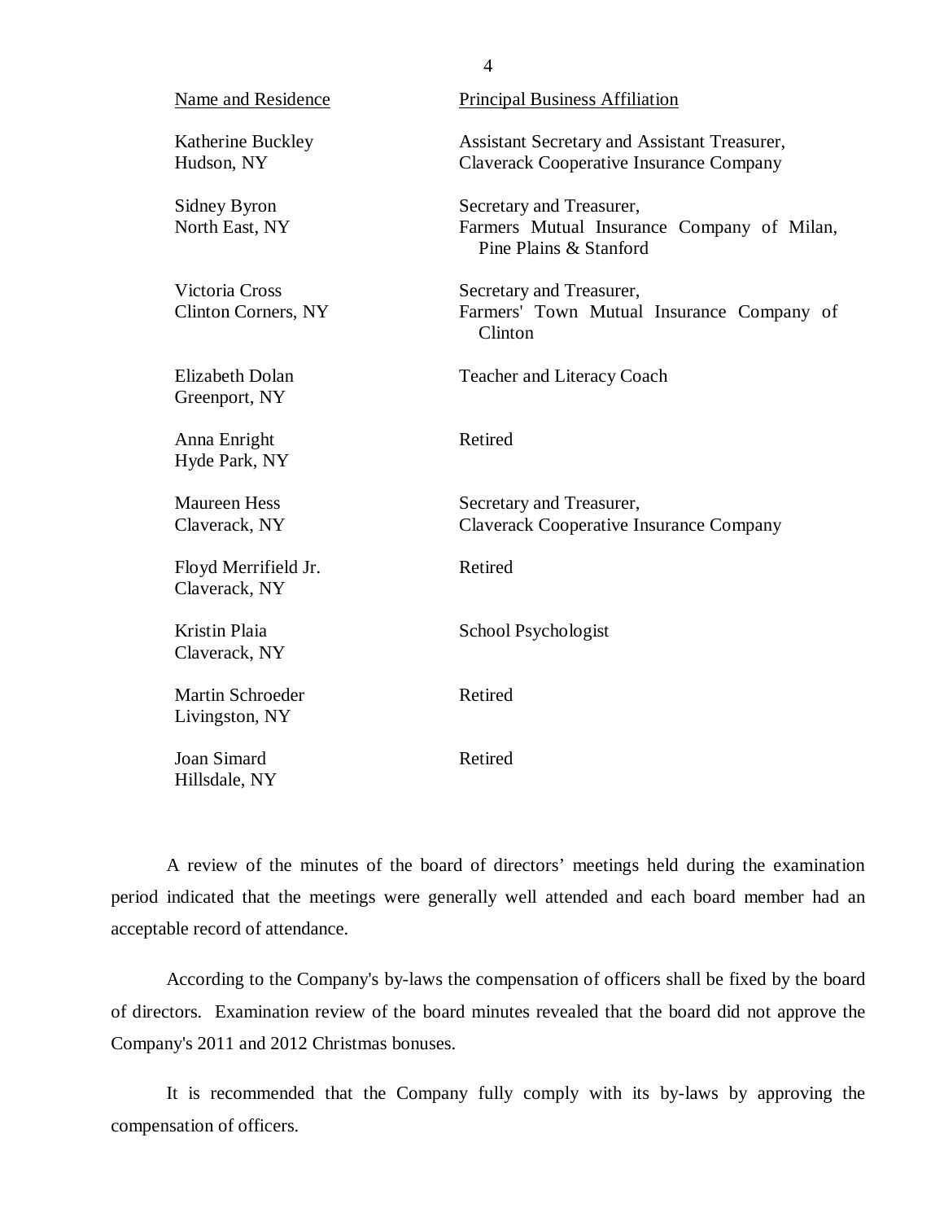| Name and Residence | Principal Business Affiliation |
|---|---|
| Katherine Buckley<br>Hudson, NY | Assistant Secretary and Assistant Treasurer,<br>Claverack Cooperative Insurance Company |
| Sidney Byron<br>North East, NY | Secretary and Treasurer,<br>Farmers Mutual Insurance Company of Milan, Pine Plains & Stanford |
| Victoria Cross<br>Clinton Corners, NY | Secretary and Treasurer,<br>Farmers' Town Mutual Insurance Company of Clinton |
| Elizabeth Dolan<br>Greenport, NY | Teacher and Literacy Coach |
| Anna Enright<br>Hyde Park, NY | Retired |
| Maureen Hess<br>Claverack, NY | Secretary and Treasurer,<br>Claverack Cooperative Insurance Company |
| Floyd Merrifield Jr.<br>Claverack, NY | Retired |
| Kristin Plaia<br>Claverack, NY | School Psychologist |
| Martin Schroeder<br>Livingston, NY | Retired |
| Joan Simard<br>Hillsdale, NY | Retired |

A review of the minutes of the board of directors' meetings held during the examination period indicated that the meetings were generally well attended and each board member had an acceptable record of attendance.

According to the Company's by-laws the compensation of officers shall be fixed by the board of directors. Examination review of the board minutes revealed that the board did not approve the Company's 2011 and 2012 Christmas bonuses.

It is recommended that the Company fully comply with its by-laws by approving the compensation of officers.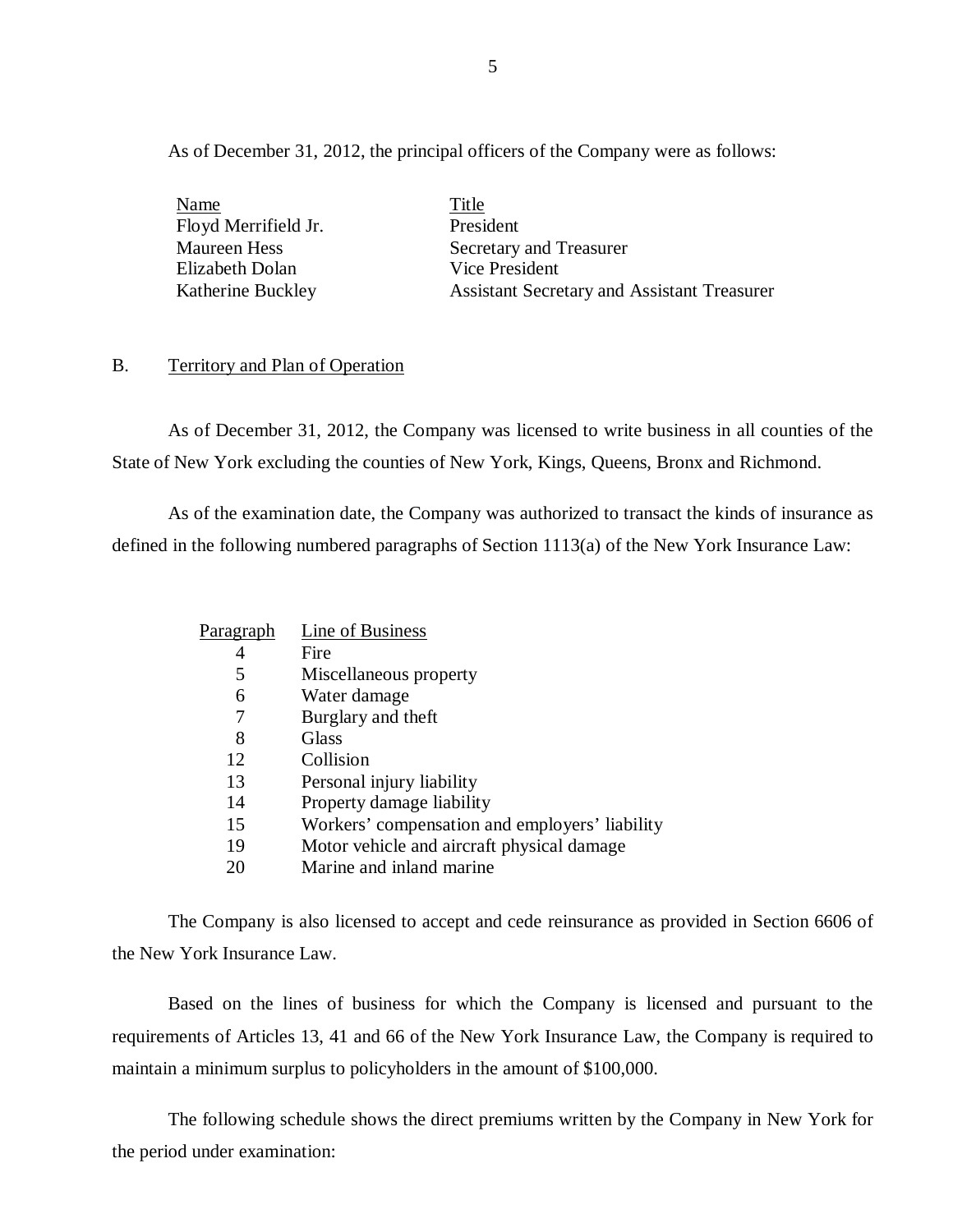As of December 31, 2012, the principal officers of the Company were as follows:

| Name | Title |
|---|---|
| Floyd Merrifield Jr. | President |
| Maureen Hess | Secretary and Treasurer |
| Elizabeth Dolan | Vice President |
| Katherine Buckley | Assistant Secretary and Assistant Treasurer |

## B. Territory and Plan of Operation

As of December 31, 2012, the Company was licensed to write business in all counties of the State of New York excluding the counties of New York, Kings, Queens, Bronx and Richmond.

As of the examination date, the Company was authorized to transact the kinds of insurance as defined in the following numbered paragraphs of Section 1113(a) of the New York Insurance Law:

| Paragraph | Line of Business |
|---|---|
| 4 | Fire |
| 5 | Miscellaneous property |
| 6 | Water damage |
| 7 | Burglary and theft |
| 8 | Glass |
| 12 | Collision |
| 13 | Personal injury liability |
| 14 | Property damage liability |
| 15 | Workers' compensation and employers' liability |
| 19 | Motor vehicle and aircraft physical damage |
| 20 | Marine and inland marine |

The Company is also licensed to accept and cede reinsurance as provided in Section 6606 of the New York Insurance Law.

Based on the lines of business for which the Company is licensed and pursuant to the requirements of Articles 13, 41 and 66 of the New York Insurance Law, the Company is required to maintain a minimum surplus to policyholders in the amount of $100,000.

The following schedule shows the direct premiums written by the Company in New York for the period under examination: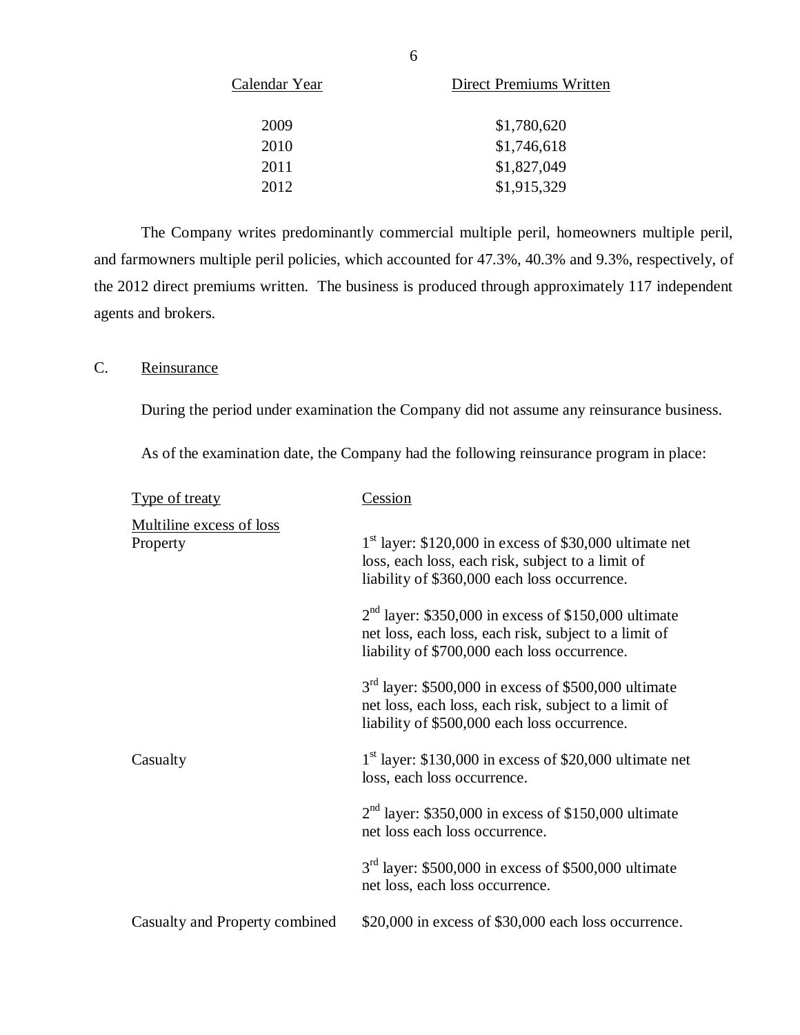| Calendar Year | Direct Premiums Written |
|---|---|
| 2009 | $1,780,620 |
| 2010 | $1,746,618 |
| 2011 | $1,827,049 |
| 2012 | $1,915,329 |

The Company writes predominantly commercial multiple peril, homeowners multiple peril, and farmowners multiple peril policies, which accounted for 47.3%, 40.3% and 9.3%, respectively, of the 2012 direct premiums written. The business is produced through approximately 117 independent agents and brokers.

## C. Reinsurance

During the period under examination the Company did not assume any reinsurance business.

As of the examination date, the Company had the following reinsurance program in place:

| Type of treaty | Cession |
|---|---|
| Multiline excess of loss | |
| Property | 1st layer: $120,000 in excess of $30,000 ultimate net loss, each loss, each risk, subject to a limit of liability of $360,000 each loss occurrence. |
| | 2nd layer: $350,000 in excess of $150,000 ultimate net loss, each loss, each risk, subject to a limit of liability of $700,000 each loss occurrence. |
| | 3rd layer: $500,000 in excess of $500,000 ultimate net loss, each loss, each risk, subject to a limit of liability of $500,000 each loss occurrence. |
| Casualty | 1st layer: $130,000 in excess of $20,000 ultimate net loss, each loss occurrence. |
| | 2nd layer: $350,000 in excess of $150,000 ultimate net loss each loss occurrence. |
| | 3rd layer: $500,000 in excess of $500,000 ultimate net loss, each loss occurrence. |
| Casualty and Property combined | $20,000 in excess of $30,000 each loss occurrence. |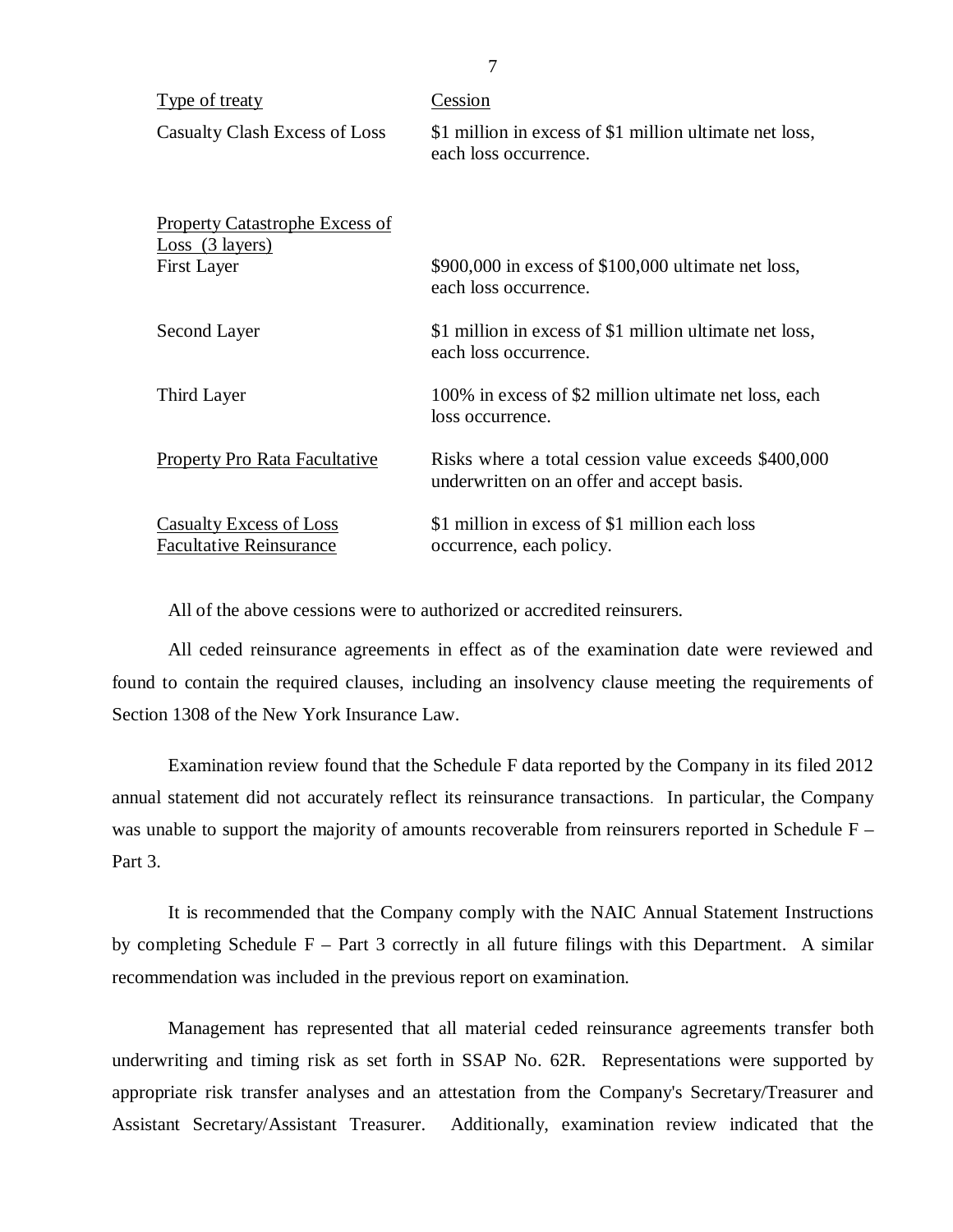| Type of treaty | Cession |
|---|---|
| Casualty Clash Excess of Loss | $1 million in excess of $1 million ultimate net loss, each loss occurrence. |
| Property Catastrophe Excess of Loss (3 layers) | |
| First Layer | $900,000 in excess of $100,000 ultimate net loss, each loss occurrence. |
| Second Layer | $1 million in excess of $1 million ultimate net loss, each loss occurrence. |
| Third Layer | 100% in excess of $2 million ultimate net loss, each loss occurrence. |
| Property Pro Rata Facultative | Risks where a total cession value exceeds $400,000 underwritten on an offer and accept basis. |
| Casualty Excess of Loss Facultative Reinsurance | $1 million in excess of $1 million each loss occurrence, each policy. |

All of the above cessions were to authorized or accredited reinsurers.

All ceded reinsurance agreements in effect as of the examination date were reviewed and found to contain the required clauses, including an insolvency clause meeting the requirements of Section 1308 of the New York Insurance Law.

Examination review found that the Schedule F data reported by the Company in its filed 2012 annual statement did not accurately reflect its reinsurance transactions. In particular, the Company was unable to support the majority of amounts recoverable from reinsurers reported in Schedule F – Part 3.

It is recommended that the Company comply with the NAIC Annual Statement Instructions by completing Schedule F – Part 3 correctly in all future filings with this Department. A similar recommendation was included in the previous report on examination.

Management has represented that all material ceded reinsurance agreements transfer both underwriting and timing risk as set forth in SSAP No. 62R. Representations were supported by appropriate risk transfer analyses and an attestation from the Company's Secretary/Treasurer and Assistant Secretary/Assistant Treasurer. Additionally, examination review indicated that the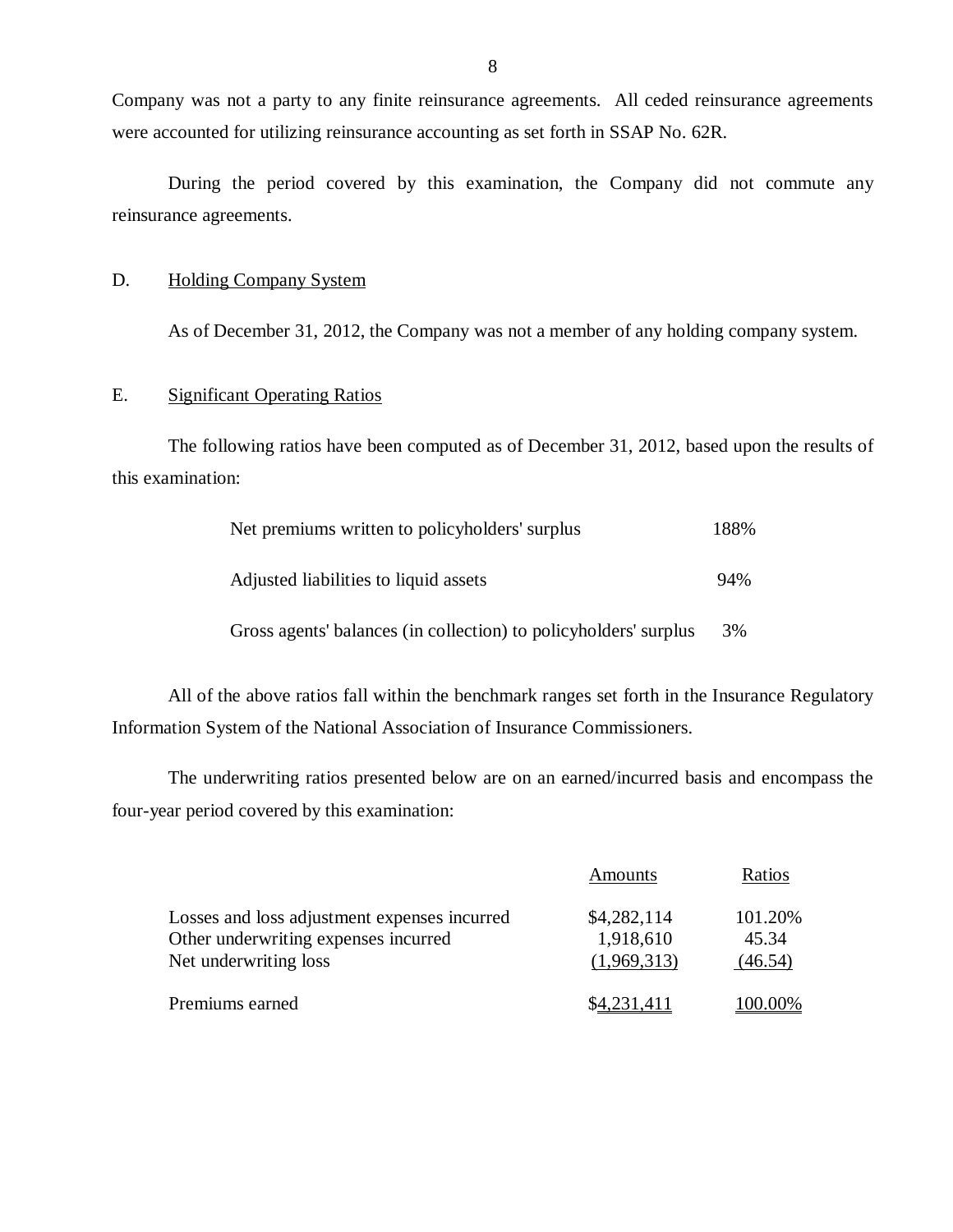Company was not a party to any finite reinsurance agreements. All ceded reinsurance agreements were accounted for utilizing reinsurance accounting as set forth in SSAP No. 62R.

During the period covered by this examination, the Company did not commute any reinsurance agreements.

D. Holding Company System

As of December 31, 2012, the Company was not a member of any holding company system.

E. Significant Operating Ratios

The following ratios have been computed as of December 31, 2012, based upon the results of this examination:

| | |
|---|---|
| Net premiums written to policyholders' surplus | 188% |
| Adjusted liabilities to liquid assets | 94% |
| Gross agents' balances (in collection) to policyholders' surplus | 3% |

All of the above ratios fall within the benchmark ranges set forth in the Insurance Regulatory Information System of the National Association of Insurance Commissioners.

The underwriting ratios presented below are on an earned/incurred basis and encompass the four-year period covered by this examination:

| | Amounts | Ratios |
|---|---|---|
| Losses and loss adjustment expenses incurred | $4,282,114 | 101.20% |
| Other underwriting expenses incurred | 1,918,610 | 45.34 |
| Net underwriting loss | (1,969,313) | (46.54) |
| Premiums earned | $4,231,411 | 100.00% |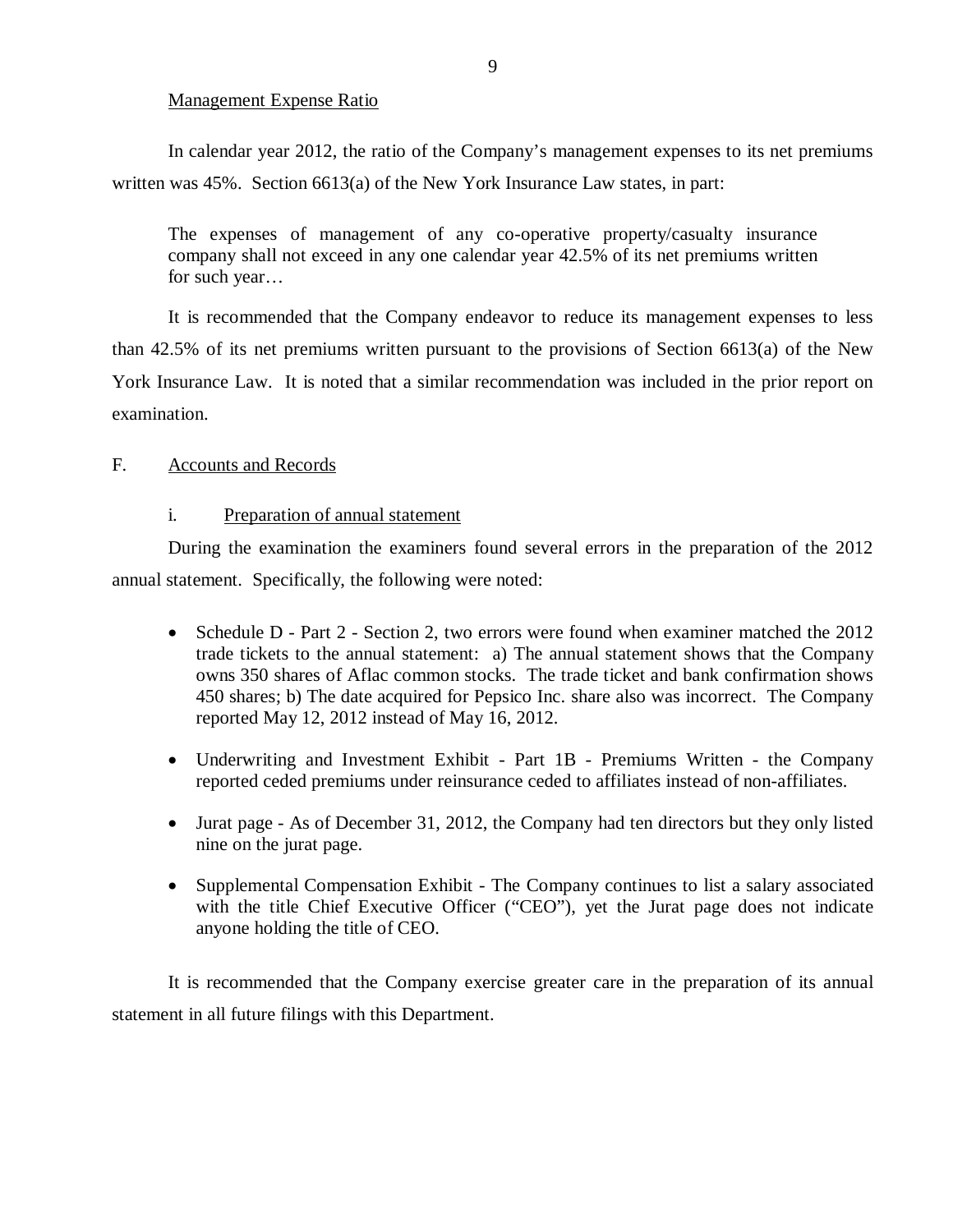Management Expense Ratio

In calendar year 2012, the ratio of the Company's management expenses to its net premiums written was 45%. Section 6613(a) of the New York Insurance Law states, in part:

> The expenses of management of any co-operative property/casualty insurance company shall not exceed in any one calendar year 42.5% of its net premiums written for such year…

It is recommended that the Company endeavor to reduce its management expenses to less than 42.5% of its net premiums written pursuant to the provisions of Section 6613(a) of the New York Insurance Law. It is noted that a similar recommendation was included in the prior report on examination.

## F. Accounts and Records

### i. Preparation of annual statement

During the examination the examiners found several errors in the preparation of the 2012 annual statement. Specifically, the following were noted:

- Schedule D - Part 2 - Section 2, two errors were found when examiner matched the 2012 trade tickets to the annual statement: a) The annual statement shows that the Company owns 350 shares of Aflac common stocks. The trade ticket and bank confirmation shows 450 shares; b) The date acquired for Pepsico Inc. share also was incorrect. The Company reported May 12, 2012 instead of May 16, 2012.

- Underwriting and Investment Exhibit - Part 1B - Premiums Written - the Company reported ceded premiums under reinsurance ceded to affiliates instead of non-affiliates.

- Jurat page - As of December 31, 2012, the Company had ten directors but they only listed nine on the jurat page.

- Supplemental Compensation Exhibit - The Company continues to list a salary associated with the title Chief Executive Officer ("CEO"), yet the Jurat page does not indicate anyone holding the title of CEO.

It is recommended that the Company exercise greater care in the preparation of its annual statement in all future filings with this Department.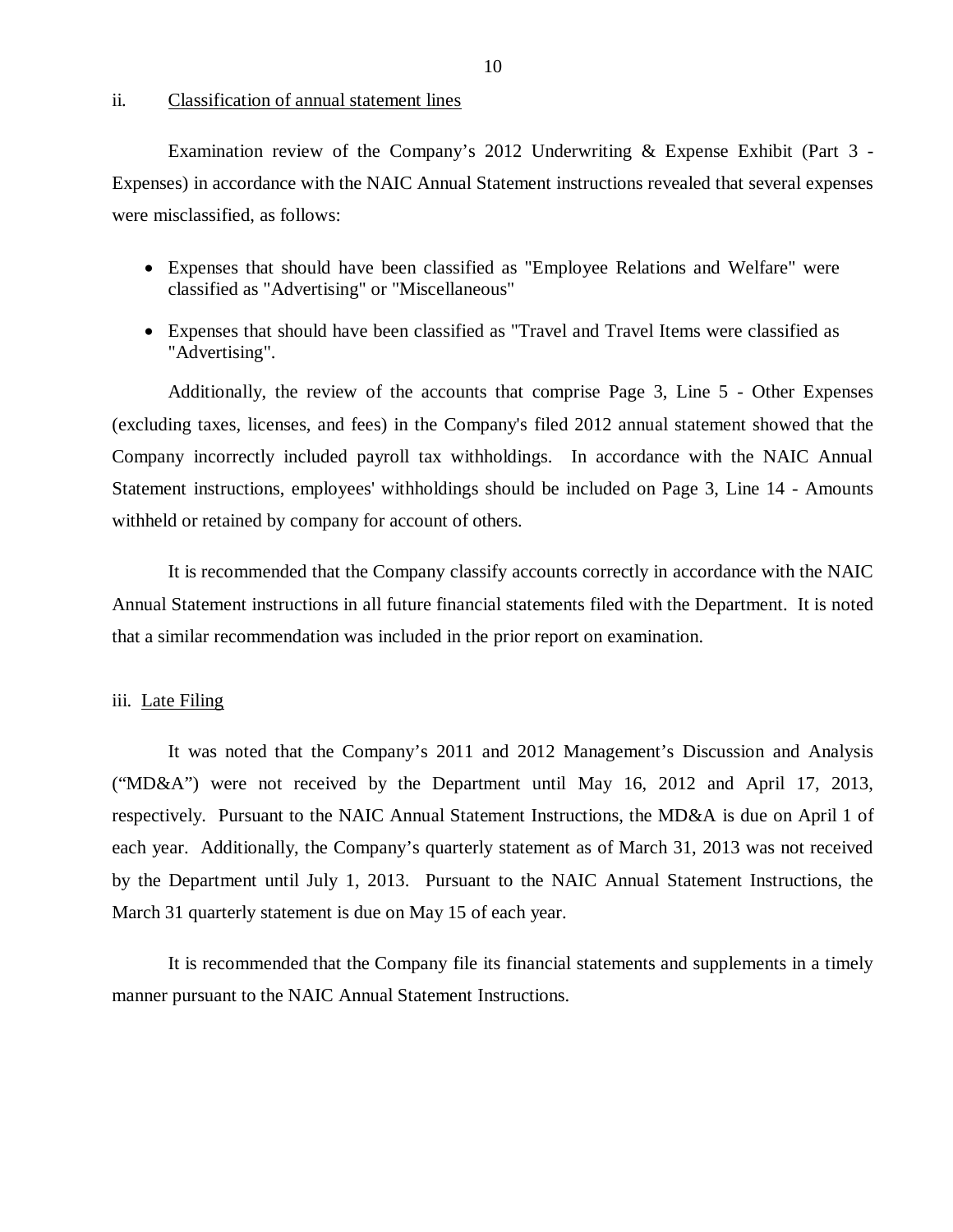ii. Classification of annual statement lines

Examination review of the Company's 2012 Underwriting & Expense Exhibit (Part 3 - Expenses) in accordance with the NAIC Annual Statement instructions revealed that several expenses were misclassified, as follows:

- Expenses that should have been classified as "Employee Relations and Welfare" were classified as "Advertising" or "Miscellaneous"
- Expenses that should have been classified as "Travel and Travel Items were classified as "Advertising".

Additionally, the review of the accounts that comprise Page 3, Line 5 - Other Expenses (excluding taxes, licenses, and fees) in the Company's filed 2012 annual statement showed that the Company incorrectly included payroll tax withholdings. In accordance with the NAIC Annual Statement instructions, employees' withholdings should be included on Page 3, Line 14 - Amounts withheld or retained by company for account of others.

It is recommended that the Company classify accounts correctly in accordance with the NAIC Annual Statement instructions in all future financial statements filed with the Department. It is noted that a similar recommendation was included in the prior report on examination.

iii. Late Filing

It was noted that the Company's 2011 and 2012 Management's Discussion and Analysis ("MD&A") were not received by the Department until May 16, 2012 and April 17, 2013, respectively. Pursuant to the NAIC Annual Statement Instructions, the MD&A is due on April 1 of each year. Additionally, the Company's quarterly statement as of March 31, 2013 was not received by the Department until July 1, 2013. Pursuant to the NAIC Annual Statement Instructions, the March 31 quarterly statement is due on May 15 of each year.

It is recommended that the Company file its financial statements and supplements in a timely manner pursuant to the NAIC Annual Statement Instructions.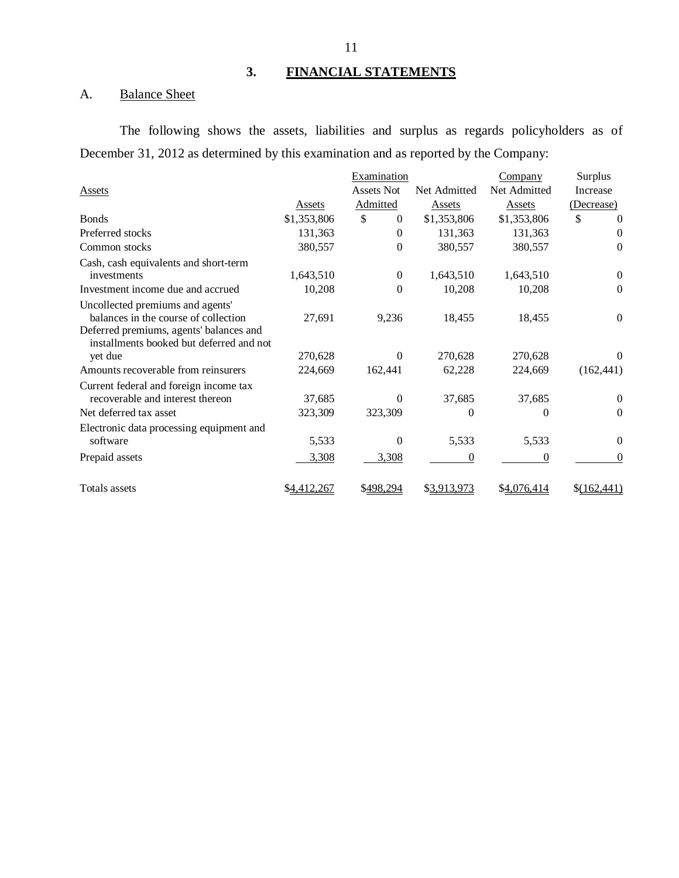## 3. FINANCIAL STATEMENTS

### A. Balance Sheet

The following shows the assets, liabilities and surplus as regards policyholders as of December 31, 2012 as determined by this examination and as reported by the Company:

| Assets | Assets | Examination Assets Not Admitted | Net Admitted Assets | Company Net Admitted Assets | Surplus Increase (Decrease) |
|---|---|---|---|---|---|
| Bonds | $1,353,806 | $ 0 | $1,353,806 | $1,353,806 | $ 0 |
| Preferred stocks | 131,363 | 0 | 131,363 | 131,363 | 0 |
| Common stocks | 380,557 | 0 | 380,557 | 380,557 | 0 |
| Cash, cash equivalents and short-term investments | 1,643,510 | 0 | 1,643,510 | 1,643,510 | 0 |
| Investment income due and accrued | 10,208 | 0 | 10,208 | 10,208 | 0 |
| Uncollected premiums and agents' balances in the course of collection | 27,691 | 9,236 | 18,455 | 18,455 | 0 |
| Deferred premiums, agents' balances and installments booked but deferred and not yet due | 270,628 | 0 | 270,628 | 270,628 | 0 |
| Amounts recoverable from reinsurers | 224,669 | 162,441 | 62,228 | 224,669 | (162,441) |
| Current federal and foreign income tax recoverable and interest thereon | 37,685 | 0 | 37,685 | 37,685 | 0 |
| Net deferred tax asset | 323,309 | 323,309 | 0 | 0 | 0 |
| Electronic data processing equipment and software | 5,533 | 0 | 5,533 | 5,533 | 0 |
| Prepaid assets | 3,308 | 3,308 | 0 | 0 | 0 |
| Totals assets | $4,412,267 | $498,294 | $3,913,973 | $4,076,414 | $(162,441) |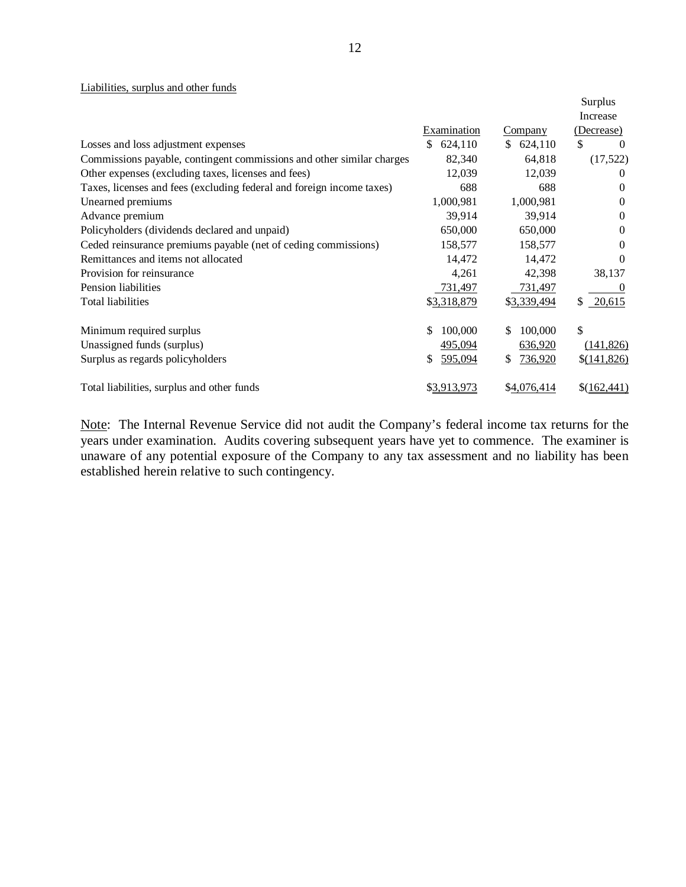Liabilities, surplus and other funds

| | Examination | Company | Surplus Increase (Decrease) |
|---|---|---|---|
| Losses and loss adjustment expenses | $ 624,110 | $ 624,110 | $ 0 |
| Commissions payable, contingent commissions and other similar charges | 82,340 | 64,818 | (17,522) |
| Other expenses (excluding taxes, licenses and fees) | 12,039 | 12,039 | 0 |
| Taxes, licenses and fees (excluding federal and foreign income taxes) | 688 | 688 | 0 |
| Unearned premiums | 1,000,981 | 1,000,981 | 0 |
| Advance premium | 39,914 | 39,914 | 0 |
| Policyholders (dividends declared and unpaid) | 650,000 | 650,000 | 0 |
| Ceded reinsurance premiums payable (net of ceding commissions) | 158,577 | 158,577 | 0 |
| Remittances and items not allocated | 14,472 | 14,472 | 0 |
| Provision for reinsurance | 4,261 | 42,398 | 38,137 |
| Pension liabilities | 731,497 | 731,497 | 0 |
| Total liabilities | $3,318,879 | $3,339,494 | $ 20,615 |
| | | | |
| Minimum required surplus | $ 100,000 | $ 100,000 | $ |
| Unassigned funds (surplus) | 495,094 | 636,920 | (141,826) |
| Surplus as regards policyholders | $ 595,094 | $ 736,920 | $(141,826) |
| | | | |
| Total liabilities, surplus and other funds | $3,913,973 | $4,076,414 | $(162,441) |

Note: The Internal Revenue Service did not audit the Company's federal income tax returns for the years under examination. Audits covering subsequent years have yet to commence. The examiner is unaware of any potential exposure of the Company to any tax assessment and no liability has been established herein relative to such contingency.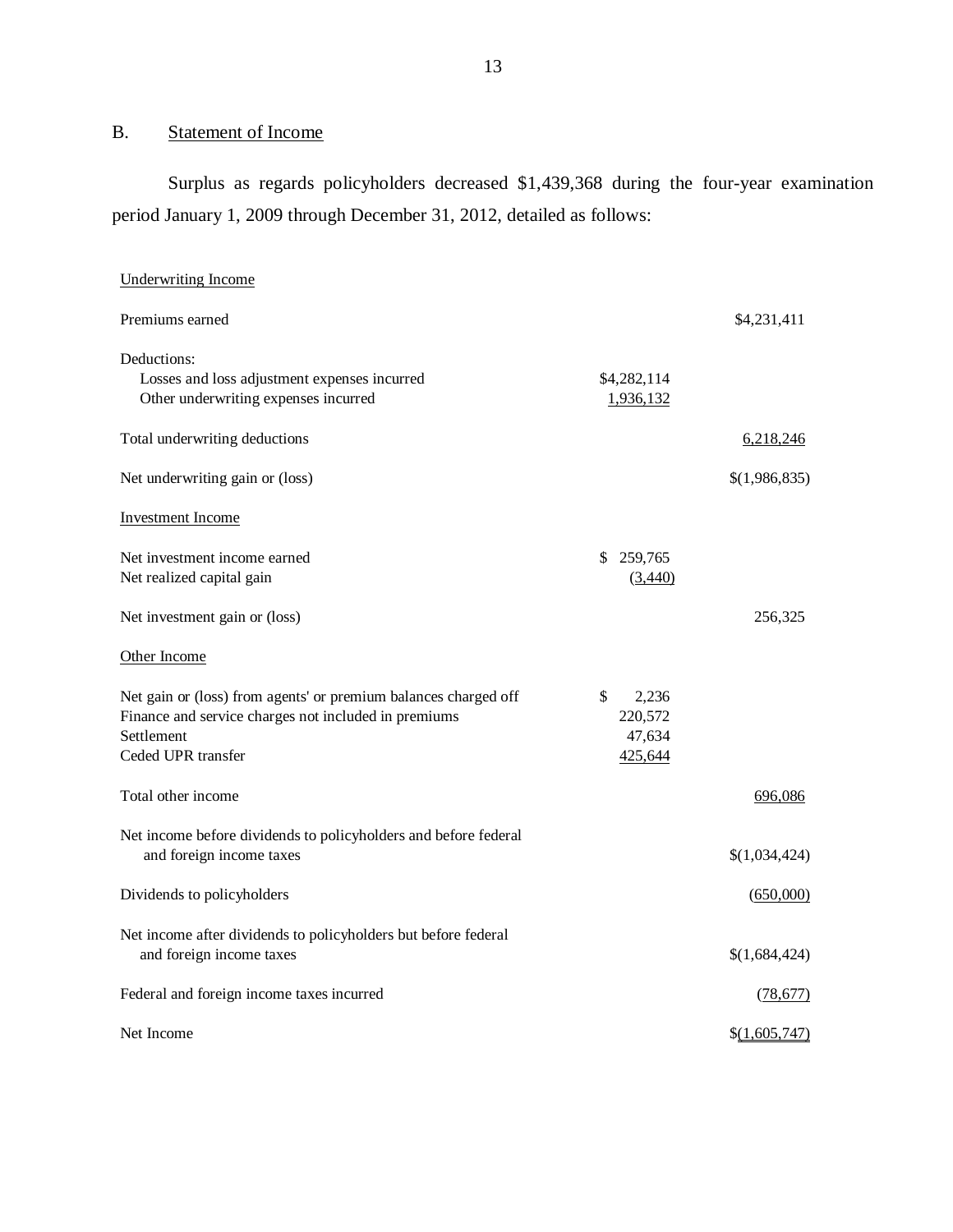## B. Statement of Income

Surplus as regards policyholders decreased $1,439,368 during the four-year examination period January 1, 2009 through December 31, 2012, detailed as follows:

| | | |
|---|---|---|
| Underwriting Income | | |
| Premiums earned | | $4,231,411 |
| Deductions: | | |
| Losses and loss adjustment expenses incurred | $4,282,114 | |
| Other underwriting expenses incurred | 1,936,132 | |
| Total underwriting deductions | | 6,218,246 |
| Net underwriting gain or (loss) | | $(1,986,835) |
| Investment Income | | |
| Net investment income earned | $ 259,765 | |
| Net realized capital gain | (3,440) | |
| Net investment gain or (loss) | | 256,325 |
| Other Income | | |
| Net gain or (loss) from agents' or premium balances charged off | $ 2,236 | |
| Finance and service charges not included in premiums | 220,572 | |
| Settlement | 47,634 | |
| Ceded UPR transfer | 425,644 | |
| Total other income | | 696,086 |
| Net income before dividends to policyholders and before federal and foreign income taxes | | $(1,034,424) |
| Dividends to policyholders | | (650,000) |
| Net income after dividends to policyholders but before federal and foreign income taxes | | $(1,684,424) |
| Federal and foreign income taxes incurred | | (78,677) |
| Net Income | | $(1,605,747) |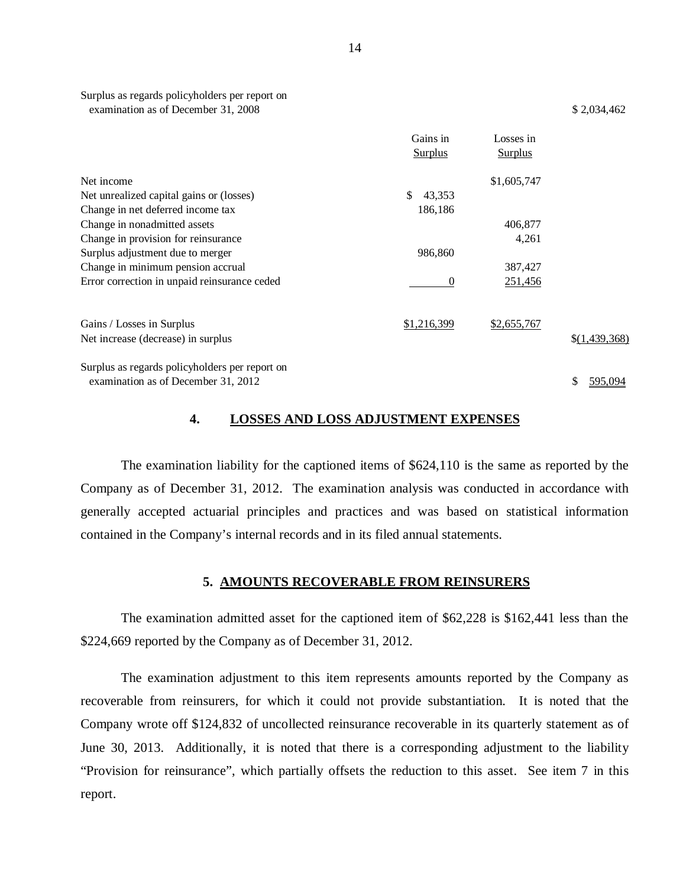| | Gains in Surplus | Losses in Surplus | |
|---|---|---|---|
| Surplus as regards policyholders per report on examination as of December 31, 2008 | | | $ 2,034,462 |
| Net income | | $1,605,747 | |
| Net unrealized capital gains or (losses) | $ 43,353 | | |
| Change in net deferred income tax | 186,186 | | |
| Change in nonadmitted assets | | 406,877 | |
| Change in provision for reinsurance | | 4,261 | |
| Surplus adjustment due to merger | 986,860 | | |
| Change in minimum pension accrual | | 387,427 | |
| Error correction in unpaid reinsurance ceded | 0 | 251,456 | |
| Gains / Losses in Surplus | $1,216,399 | $2,655,767 | |
| Net increase (decrease) in surplus | | | $(1,439,368) |
| Surplus as regards policyholders per report on examination as of December 31, 2012 | | | $ 595,094 |

## 4. LOSSES AND LOSS ADJUSTMENT EXPENSES

The examination liability for the captioned items of $624,110 is the same as reported by the Company as of December 31, 2012. The examination analysis was conducted in accordance with generally accepted actuarial principles and practices and was based on statistical information contained in the Company's internal records and in its filed annual statements.

## 5. AMOUNTS RECOVERABLE FROM REINSURERS

The examination admitted asset for the captioned item of $62,228 is $162,441 less than the $224,669 reported by the Company as of December 31, 2012.

The examination adjustment to this item represents amounts reported by the Company as recoverable from reinsurers, for which it could not provide substantiation. It is noted that the Company wrote off $124,832 of uncollected reinsurance recoverable in its quarterly statement as of June 30, 2013. Additionally, it is noted that there is a corresponding adjustment to the liability "Provision for reinsurance", which partially offsets the reduction to this asset. See item 7 in this report.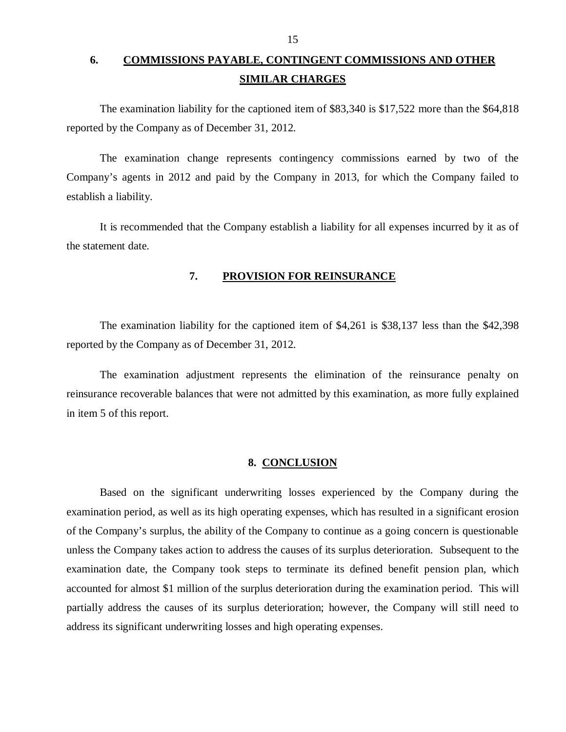## 6. COMMISSIONS PAYABLE, CONTINGENT COMMISSIONS AND OTHER SIMILAR CHARGES

The examination liability for the captioned item of $83,340 is $17,522 more than the $64,818 reported by the Company as of December 31, 2012.

The examination change represents contingency commissions earned by two of the Company's agents in 2012 and paid by the Company in 2013, for which the Company failed to establish a liability.

It is recommended that the Company establish a liability for all expenses incurred by it as of the statement date.

## 7. PROVISION FOR REINSURANCE

The examination liability for the captioned item of $4,261 is $38,137 less than the $42,398 reported by the Company as of December 31, 2012.

The examination adjustment represents the elimination of the reinsurance penalty on reinsurance recoverable balances that were not admitted by this examination, as more fully explained in item 5 of this report.

## 8. CONCLUSION

Based on the significant underwriting losses experienced by the Company during the examination period, as well as its high operating expenses, which has resulted in a significant erosion of the Company's surplus, the ability of the Company to continue as a going concern is questionable unless the Company takes action to address the causes of its surplus deterioration. Subsequent to the examination date, the Company took steps to terminate its defined benefit pension plan, which accounted for almost $1 million of the surplus deterioration during the examination period. This will partially address the causes of its surplus deterioration; however, the Company will still need to address its significant underwriting losses and high operating expenses.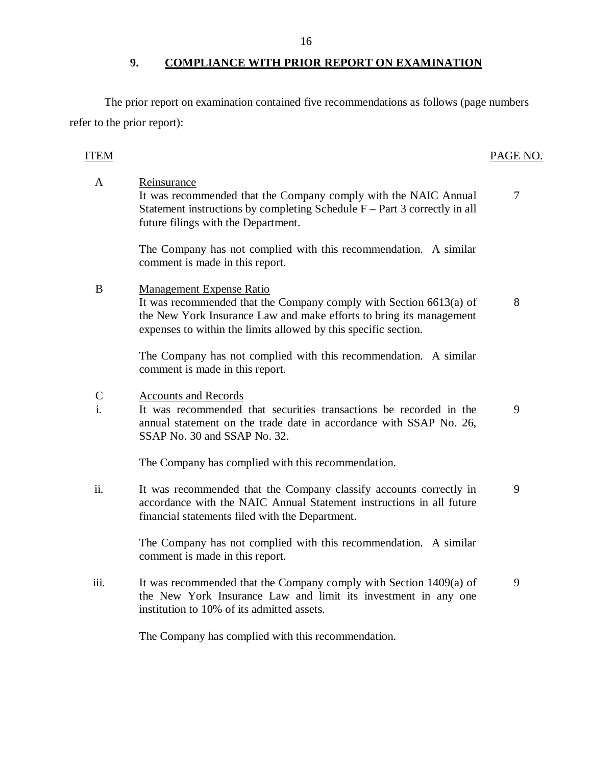## 9. COMPLIANCE WITH PRIOR REPORT ON EXAMINATION

The prior report on examination contained five recommendations as follows (page numbers refer to the prior report):

| ITEM | | PAGE NO. |
|---|---|---|
| A | Reinsurance<br>It was recommended that the Company comply with the NAIC Annual Statement instructions by completing Schedule F – Part 3 correctly in all future filings with the Department.<br><br>The Company has not complied with this recommendation. A similar comment is made in this report. | 7 |
| B | Management Expense Ratio<br>It was recommended that the Company comply with Section 6613(a) of the New York Insurance Law and make efforts to bring its management expenses to within the limits allowed by this specific section.<br><br>The Company has not complied with this recommendation. A similar comment is made in this report. | 8 |
| C<br>i. | Accounts and Records<br>It was recommended that securities transactions be recorded in the annual statement on the trade date in accordance with SSAP No. 26, SSAP No. 30 and SSAP No. 32.<br><br>The Company has complied with this recommendation. | 9 |
| ii. | It was recommended that the Company classify accounts correctly in accordance with the NAIC Annual Statement instructions in all future financial statements filed with the Department.<br><br>The Company has not complied with this recommendation. A similar comment is made in this report. | 9 |
| iii. | It was recommended that the Company comply with Section 1409(a) of the New York Insurance Law and limit its investment in any one institution to 10% of its admitted assets.<br><br>The Company has complied with this recommendation. | 9 |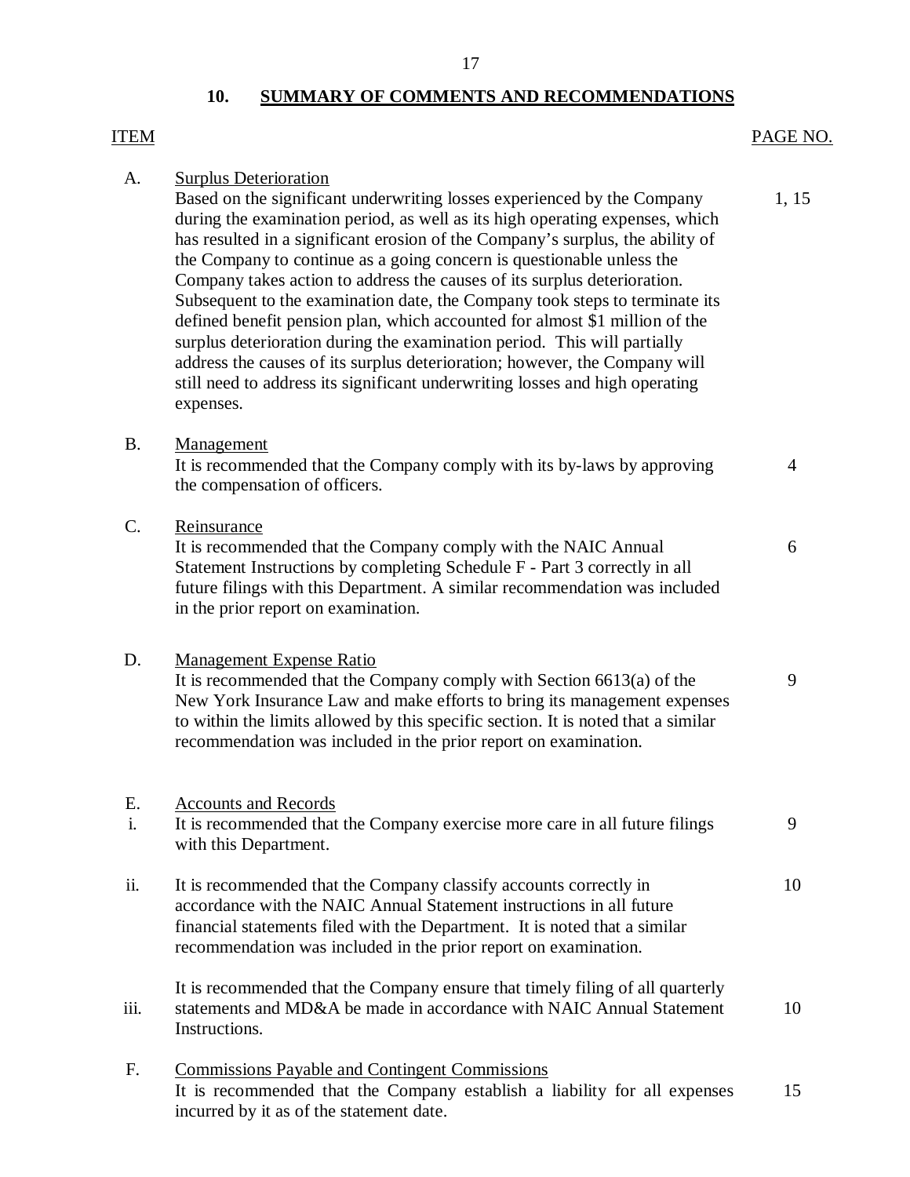## 10. SUMMARY OF COMMENTS AND RECOMMENDATIONS

| ITEM | | PAGE NO. |
|---|---|---|
| A. | Surplus Deterioration<br>Based on the significant underwriting losses experienced by the Company during the examination period, as well as its high operating expenses, which has resulted in a significant erosion of the Company's surplus, the ability of the Company to continue as a going concern is questionable unless the Company takes action to address the causes of its surplus deterioration. Subsequent to the examination date, the Company took steps to terminate its defined benefit pension plan, which accounted for almost $1 million of the surplus deterioration during the examination period. This will partially address the causes of its surplus deterioration; however, the Company will still need to address its significant underwriting losses and high operating expenses. | 1, 15 |
| B. | Management<br>It is recommended that the Company comply with its by-laws by approving the compensation of officers. | 4 |
| C. | Reinsurance<br>It is recommended that the Company comply with the NAIC Annual Statement Instructions by completing Schedule F - Part 3 correctly in all future filings with this Department. A similar recommendation was included in the prior report on examination. | 6 |
| D. | Management Expense Ratio<br>It is recommended that the Company comply with Section 6613(a) of the New York Insurance Law and make efforts to bring its management expenses to within the limits allowed by this specific section. It is noted that a similar recommendation was included in the prior report on examination. | 9 |
| E.<br>i. | Accounts and Records<br>It is recommended that the Company exercise more care in all future filings with this Department. | 9 |
| ii. | It is recommended that the Company classify accounts correctly in accordance with the NAIC Annual Statement instructions in all future financial statements filed with the Department. It is noted that a similar recommendation was included in the prior report on examination. | 10 |
| iii. | It is recommended that the Company ensure that timely filing of all quarterly statements and MD&A be made in accordance with NAIC Annual Statement Instructions. | 10 |
| F. | Commissions Payable and Contingent Commissions<br>It is recommended that the Company establish a liability for all expenses incurred by it as of the statement date. | 15 |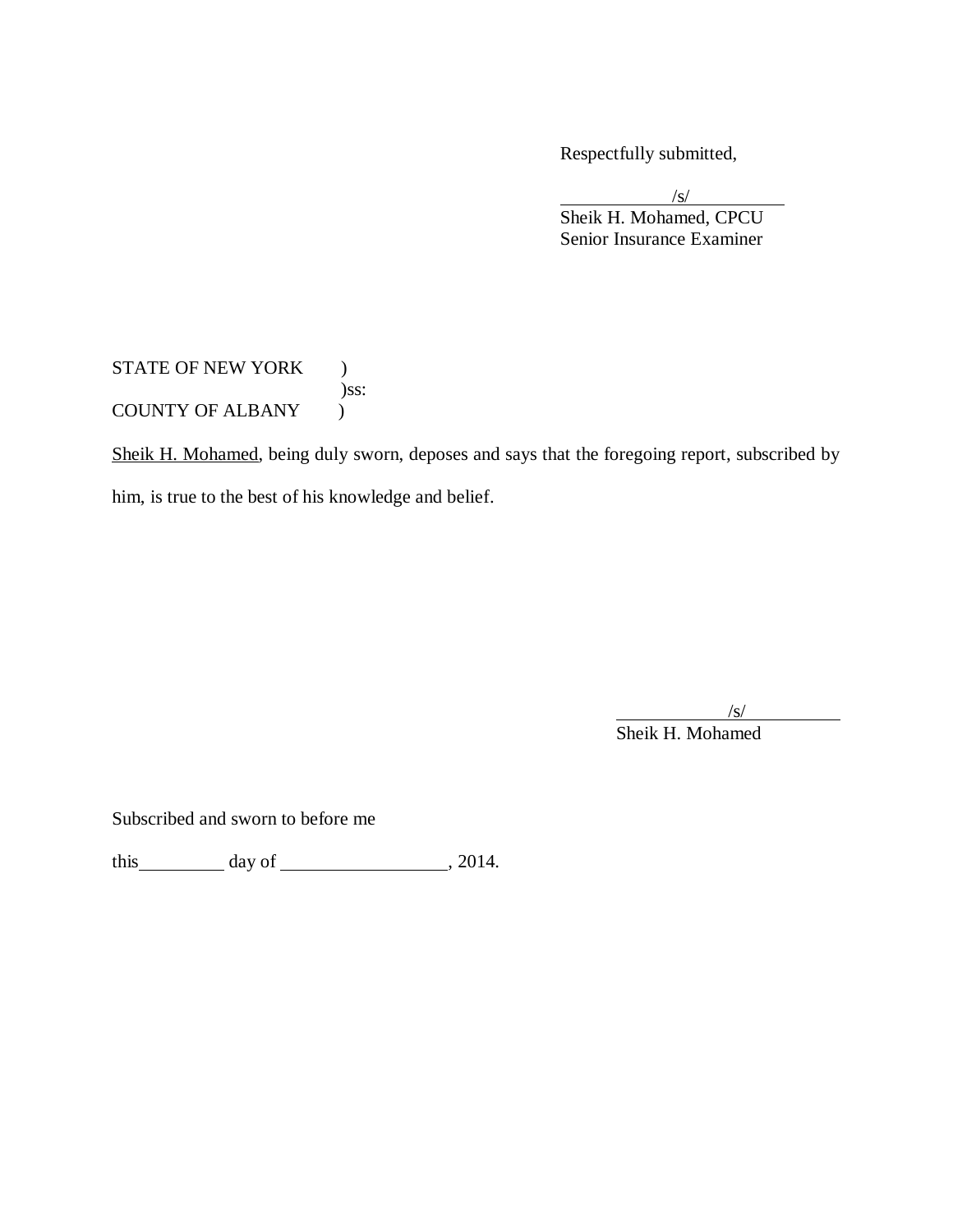Respectfully submitted,

/s/
Sheik H. Mohamed, CPCU
Senior Insurance Examiner

STATE OF NEW YORK )
)ss:
COUNTY OF ALBANY )

Sheik H. Mohamed, being duly sworn, deposes and says that the foregoing report, subscribed by him, is true to the best of his knowledge and belief.

/s/
Sheik H. Mohamed

Subscribed and sworn to before me

this \_\_\_\_\_\_\_\_\_ day of \_\_\_\_\_\_\_\_\_\_\_\_\_\_\_\_\_, 2014.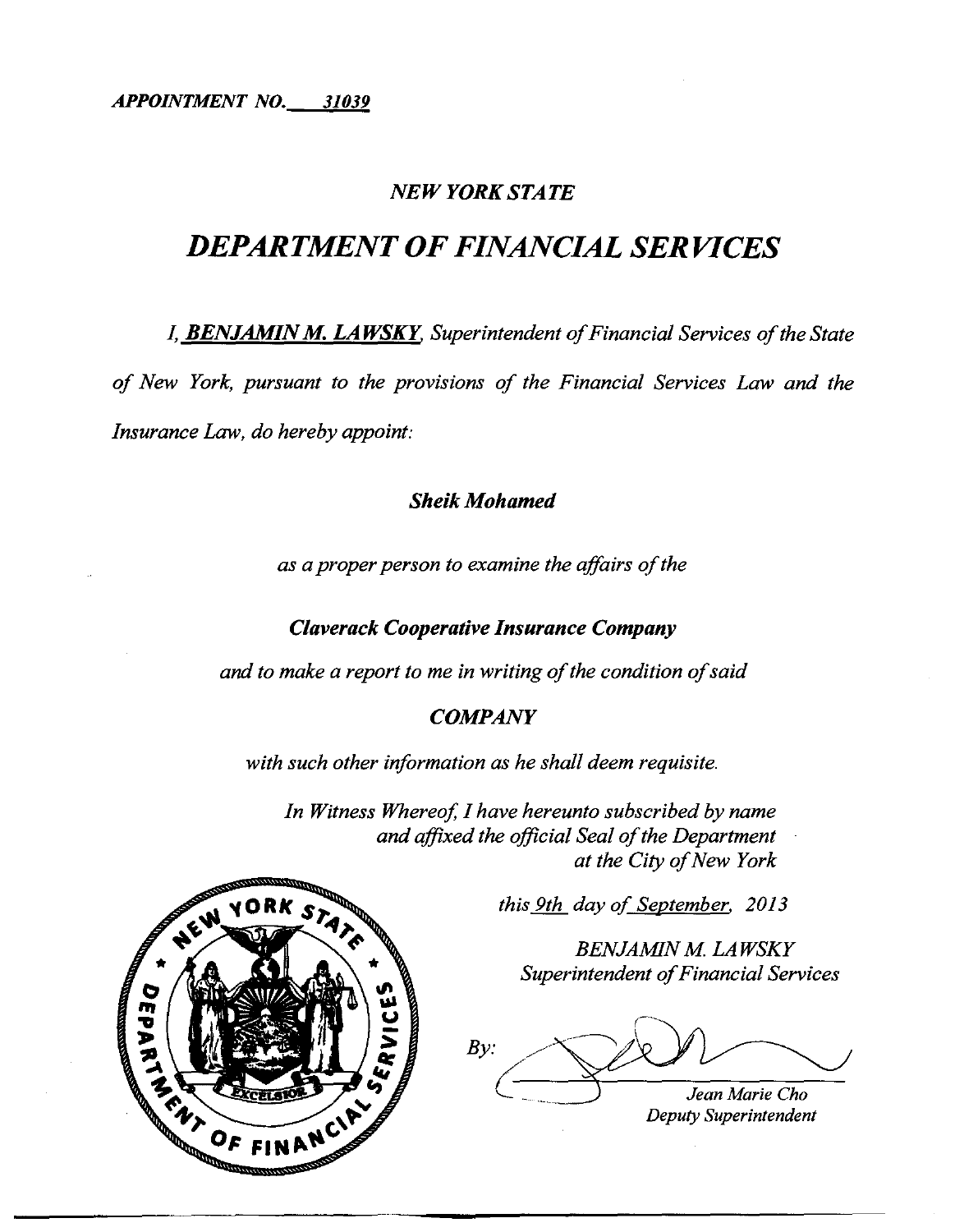*APPOINTMENT NO. 31039*

## *NEW YORK STATE*

# *DEPARTMENT OF FINANCIAL SERVICES*

*I, **BENJAMIN M. LAWSKY**, Superintendent of Financial Services of the State of New York, pursuant to the provisions of the Financial Services Law and the Insurance Law, do hereby appoint:*

***Sheik Mohamed***

*as a proper person to examine the affairs of the*

***Claverack Cooperative Insurance Company***

*and to make a report to me in writing of the condition of said*

*COMPANY*

*with such other information as he shall deem requisite.*

*In Witness Whereof, I have hereunto subscribed by name and affixed the official Seal of the Department at the City of New York*

*this 9th day of September, 2013*

*BENJAMIN M. LAWSKY*
*Superintendent of Financial Services*

*By:*

*Jean Marie Cho*
*Deputy Superintendent*

NEW YORK STATE DEPARTMENT OF FINANCIAL SERVICES

EXCELSIOR